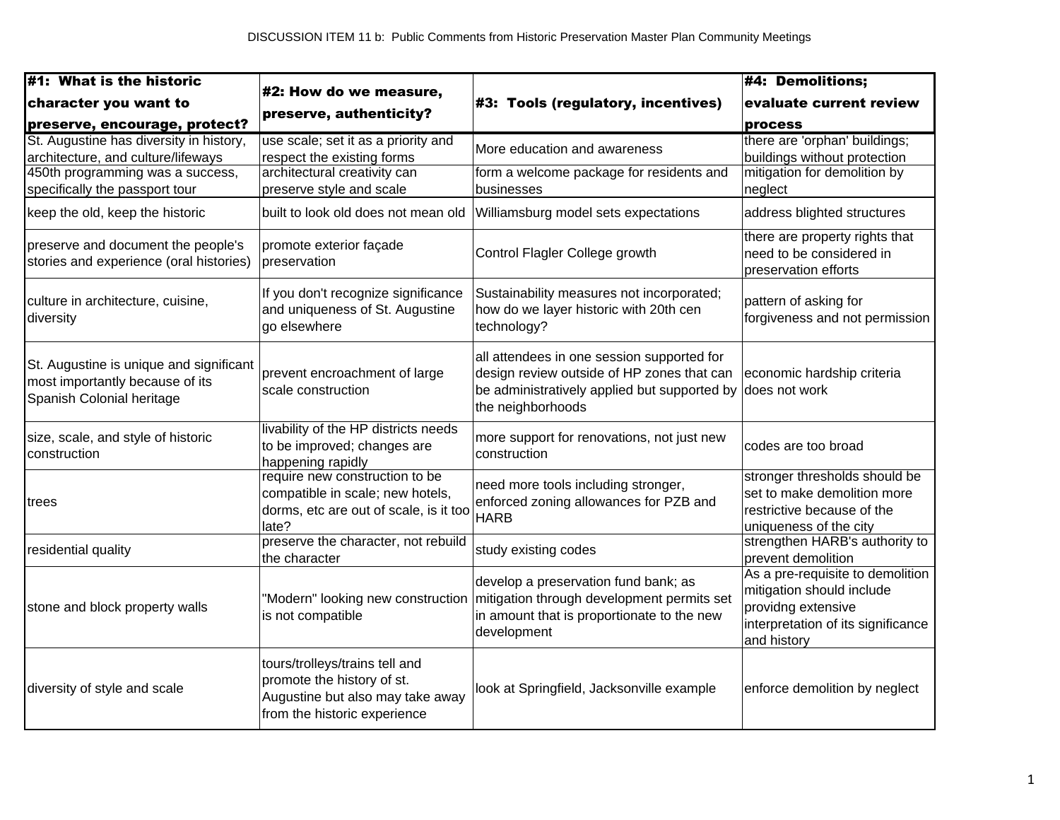DISCUSSION ITEM 11 b: Public Comments from Historic Preservation Master Plan Community Meetings

| #1: What is the historic character you want to preserve, encourage, protect? | #2: How do we measure, preserve, authenticity? | #3: Tools (regulatory, incentives) | #4: Demolitions; evaluate current review process |
|---|---|---|---|
| St. Augustine has diversity in history, architecture, and culture/lifeways | use scale; set it as a priority and respect the existing forms | More education and awareness | there are 'orphan' buildings; buildings without protection |
| 450th programming was a success, specifically the passport tour | architectural creativity can preserve style and scale | form a welcome package for residents and businesses | mitigation for demolition by neglect |
| keep the old, keep the historic | built to look old does not mean old | Williamsburg model sets expectations | address blighted structures |
| preserve and document the people's stories and experience (oral histories) | promote exterior façade preservation | Control Flagler College growth | there are property rights that need to be considered in preservation efforts |
| culture in architecture, cuisine, diversity | If you don't recognize significance and uniqueness of St. Augustine go elsewhere | Sustainability measures not incorporated; how do we layer historic with 20th cen technology? | pattern of asking for forgiveness and not permission |
| St. Augustine is unique and significant most importantly because of its Spanish Colonial heritage | prevent encroachment of large scale construction | all attendees in one session supported for design review outside of HP zones that can be administratively applied but supported by the neighborhoods | economic hardship criteria does not work |
| size, scale, and style of historic construction | livability of the HP districts needs to be improved; changes are happening rapidly | more support for renovations, not just new construction | codes are too broad |
| trees | require new construction to be compatible in scale; new hotels, dorms, etc are out of scale, is it too late? | need more tools including stronger, enforced zoning allowances for PZB and HARB | stronger thresholds should be set to make demolition more restrictive because of the uniqueness of the city |
| residential quality | preserve the character, not rebuild the character | study existing codes | strengthen HARB's authority to prevent demolition |
| stone and block property walls | "Modern" looking new construction is not compatible | develop a preservation fund bank; as mitigation through development permits set in amount that is proportionate to the new development | As a pre-requisite to demolition mitigation should include providng extensive interpretation of its significance and history |
| diversity of style and scale | tours/trolleys/trains tell and promote the history of st. Augustine but also may take away from the historic experience | look at Springfield, Jacksonville example | enforce demolition by neglect |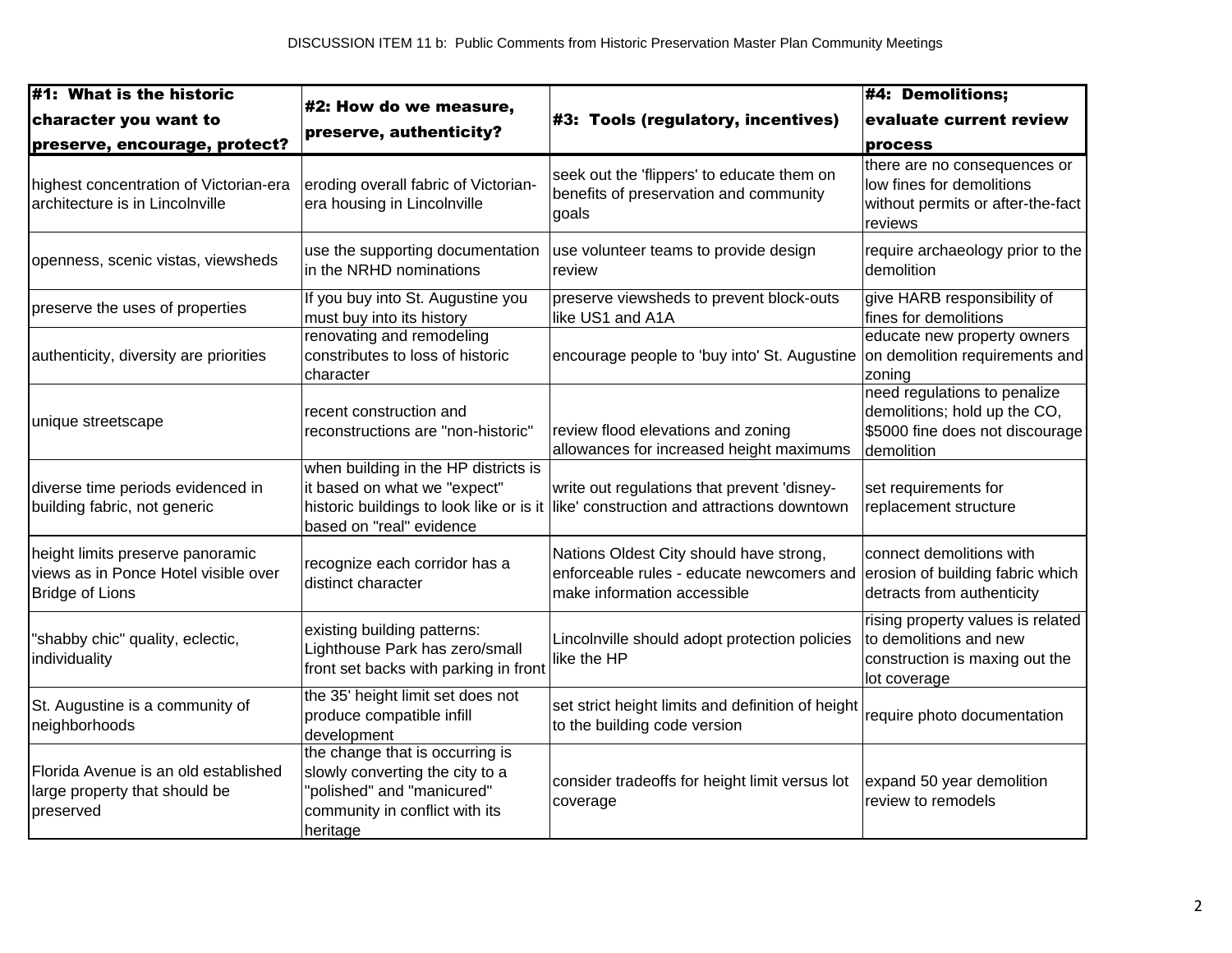DISCUSSION ITEM 11 b: Public Comments from Historic Preservation Master Plan Community Meetings

| #1: What is the historic character you want to preserve, encourage, protect? | #2: How do we measure, preserve, authenticity? | #3: Tools (regulatory, incentives) | #4: Demolitions; evaluate current review process |
|---|---|---|---|
| highest concentration of Victorian-era architecture is in Lincolnville | eroding overall fabric of Victorian-era housing in Lincolnville | seek out the 'flippers' to educate them on benefits of preservation and community goals | there are no consequences or low fines for demolitions without permits or after-the-fact reviews |
| openness, scenic vistas, viewsheds | use the supporting documentation in the NRHD nominations | use volunteer teams to provide design review | require archaeology prior to the demolition |
| preserve the uses of properties | If you buy into St. Augustine you must buy into its history | preserve viewsheds to prevent block-outs like US1 and A1A | give HARB responsibility of fines for demolitions |
| authenticity, diversity are priorities | renovating and remodeling constributes to loss of historic character | encourage people to 'buy into' St. Augustine | educate new property owners on demolition requirements and zoning |
| unique streetscape | recent construction and reconstructions are "non-historic" | review flood elevations and zoning allowances for increased height maximums | need regulations to penalize demolitions; hold up the CO, $5000 fine does not discourage demolition |
| diverse time periods evidenced in building fabric, not generic | when building in the HP districts is it based on what we "expect" historic buildings to look like or is it based on "real" evidence | write out regulations that prevent 'disney-like' construction and attractions downtown | set requirements for replacement structure |
| height limits preserve panoramic views as in Ponce Hotel visible over Bridge of Lions | recognize each corridor has a distinct character | Nations Oldest City should have strong, enforceable rules - educate newcomers and make information accessible | connect demolitions with erosion of building fabric which detracts from authenticity |
| "shabby chic" quality, eclectic, individuality | existing building patterns: Lighthouse Park has zero/small front set backs with parking in front | Lincolnville should adopt protection policies like the HP | rising property values is related to demolitions and new construction is maxing out the lot coverage |
| St. Augustine is a community of neighborhoods | the 35' height limit set does not produce compatible infill development | set strict height limits and definition of height to the building code version | require photo documentation |
| Florida Avenue is an old established large property that should be preserved | the change that is occurring is slowly converting the city to a "polished" and "manicured" community in conflict with its heritage | consider tradeoffs for height limit versus lot coverage | expand 50 year demolition review to remodels |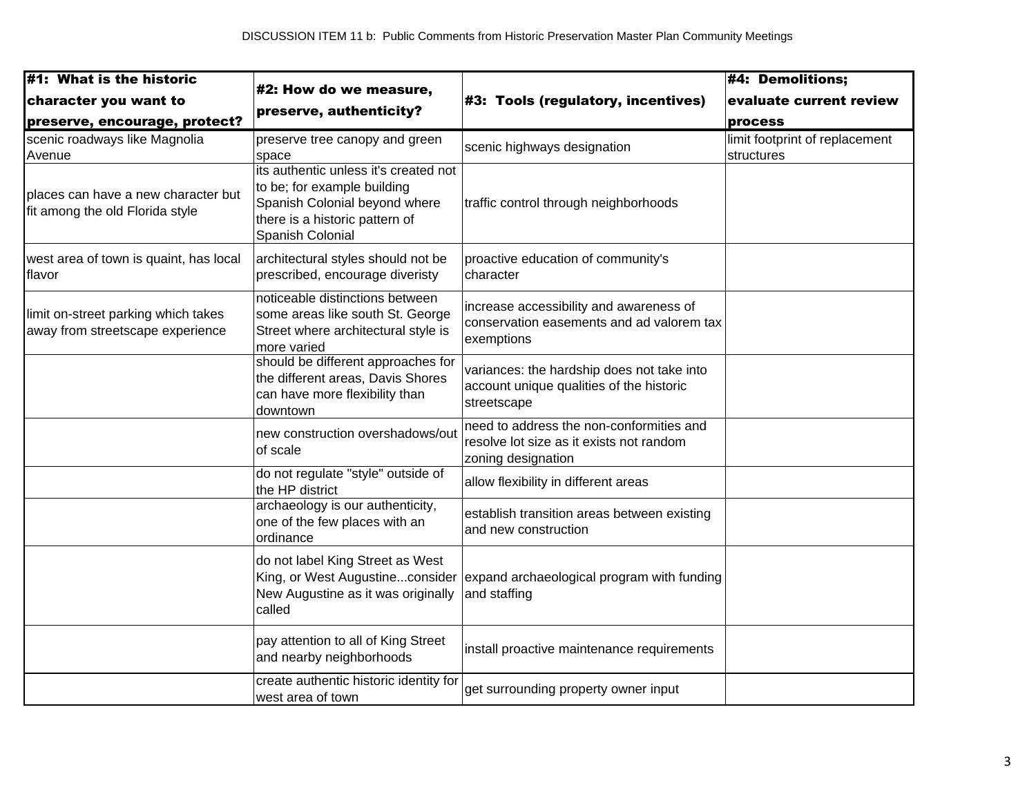DISCUSSION ITEM 11 b: Public Comments from Historic Preservation Master Plan Community Meetings

| #1: What is the historic character you want to preserve, encourage, protect? | #2: How do we measure, preserve, authenticity? | #3: Tools (regulatory, incentives) | #4: Demolitions; evaluate current review process |
|---|---|---|---|
| scenic roadways like Magnolia Avenue | preserve tree canopy and green space | scenic highways designation | limit footprint of replacement structures |
| places can have a new character but fit among the old Florida style | its authentic unless it's created not to be; for example building Spanish Colonial beyond where there is a historic pattern of Spanish Colonial | traffic control through neighborhoods | |
| west area of town is quaint, has local flavor | architectural styles should not be prescribed, encourage diveristy | proactive education of community's character | |
| limit on-street parking which takes away from streetscape experience | noticeable distinctions between some areas like south St. George Street where architectural style is more varied | increase accessibility and awareness of conservation easements and ad valorem tax exemptions | |
| | should be different approaches for the different areas, Davis Shores can have more flexibility than downtown | variances: the hardship does not take into account unique qualities of the historic streetscape | |
| | new construction overshadows/out of scale | need to address the non-conformities and resolve lot size as it exists not random zoning designation | |
| | do not regulate "style" outside of the HP district | allow flexibility in different areas | |
| | archaeology is our authenticity, one of the few places with an ordinance | establish transition areas between existing and new construction | |
| | do not label King Street as West King, or West Augustine...consider New Augustine as it was originally called | expand archaeological program with funding and staffing | |
| | pay attention to all of King Street and nearby neighborhoods | install proactive maintenance requirements | |
| | create authentic historic identity for west area of town | get surrounding property owner input | |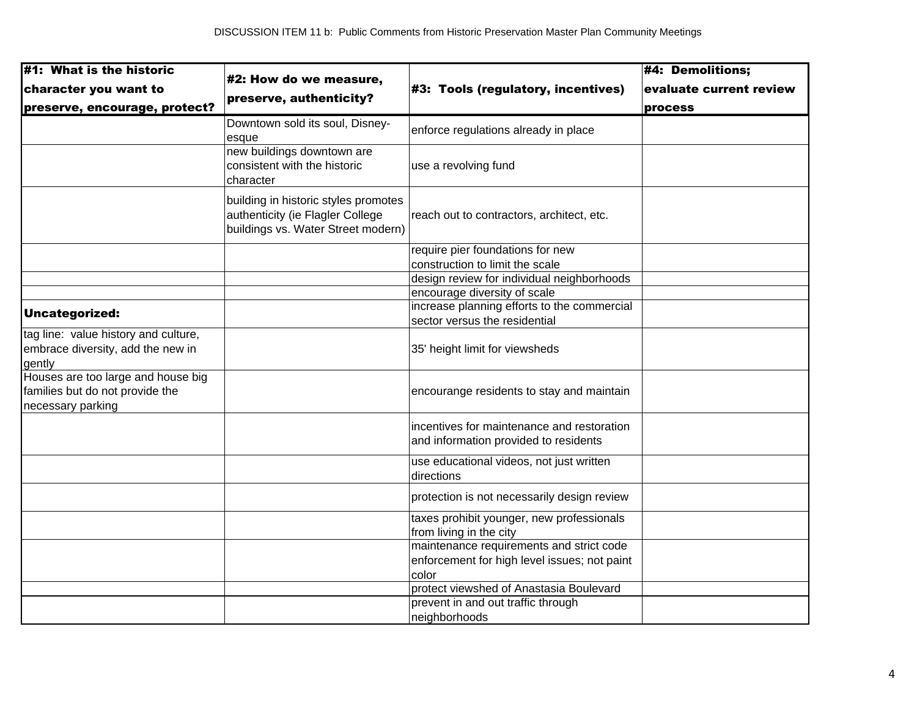DISCUSSION ITEM 11 b: Public Comments from Historic Preservation Master Plan Community Meetings

| **#1: What is the historic character you want to preserve, encourage, protect?** | **#2: How do we measure, preserve, authenticity?** | **#3: Tools (regulatory, incentives)** | **#4: Demolitions; evaluate current review process** |
|---|---|---|---|
| | Downtown sold its soul, Disney-esque | enforce regulations already in place | |
| | new buildings downtown are consistent with the historic character | use a revolving fund | |
| | building in historic styles promotes authenticity (ie Flagler College buildings vs. Water Street modern) | reach out to contractors, architect, etc. | |
| | | require pier foundations for new construction to limit the scale | |
| | | design review for individual neighborhoods | |
| | | encourage diversity of scale | |
| **Uncategorized:** | | increase planning efforts to the commercial sector versus the residential | |
| tag line: value history and culture, embrace diversity, add the new in gently | | 35' height limit for viewsheds | |
| Houses are too large and house big families but do not provide the necessary parking | | encourange residents to stay and maintain | |
| | | incentives for maintenance and restoration and information provided to residents | |
| | | use educational videos, not just written directions | |
| | | protection is not necessarily design review | |
| | | taxes prohibit younger, new professionals from living in the city | |
| | | maintenance requirements and strict code enforcement for high level issues; not paint color | |
| | | protect viewshed of Anastasia Boulevard | |
| | | prevent in and out traffic through neighborhoods | |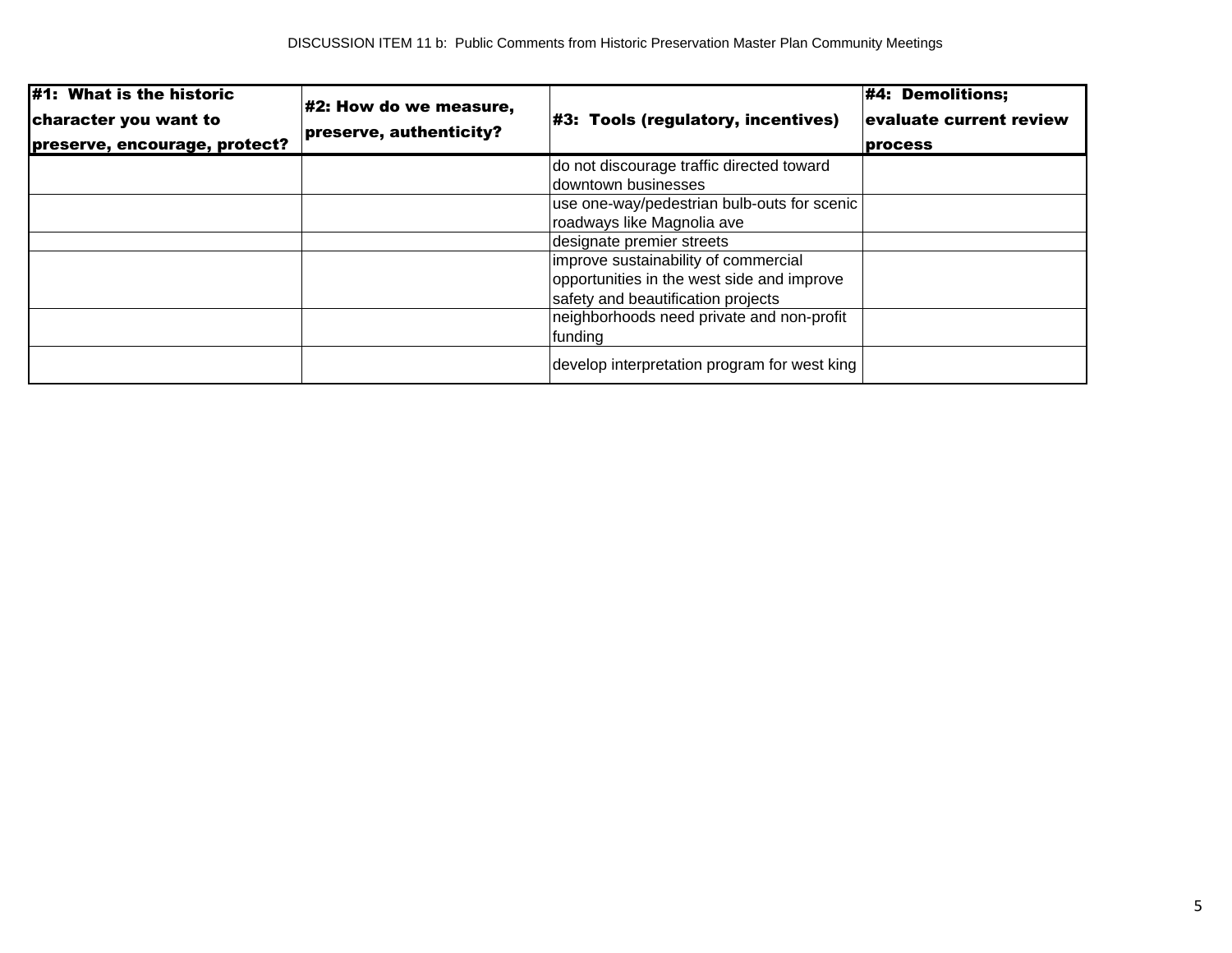DISCUSSION ITEM 11 b: Public Comments from Historic Preservation Master Plan Community Meetings

| #1: What is the historic character you want to preserve, encourage, protect? | #2: How do we measure, preserve, authenticity? | #3: Tools (regulatory, incentives) | #4: Demolitions; evaluate current review process |
|---|---|---|---|
| | | do not discourage traffic directed toward downtown businesses | |
| | | use one-way/pedestrian bulb-outs for scenic roadways like Magnolia ave | |
| | | designate premier streets | |
| | | improve sustainability of commercial opportunities in the west side and improve safety and beautification projects | |
| | | neighborhoods need private and non-profit funding | |
| | | develop interpretation program for west king | |